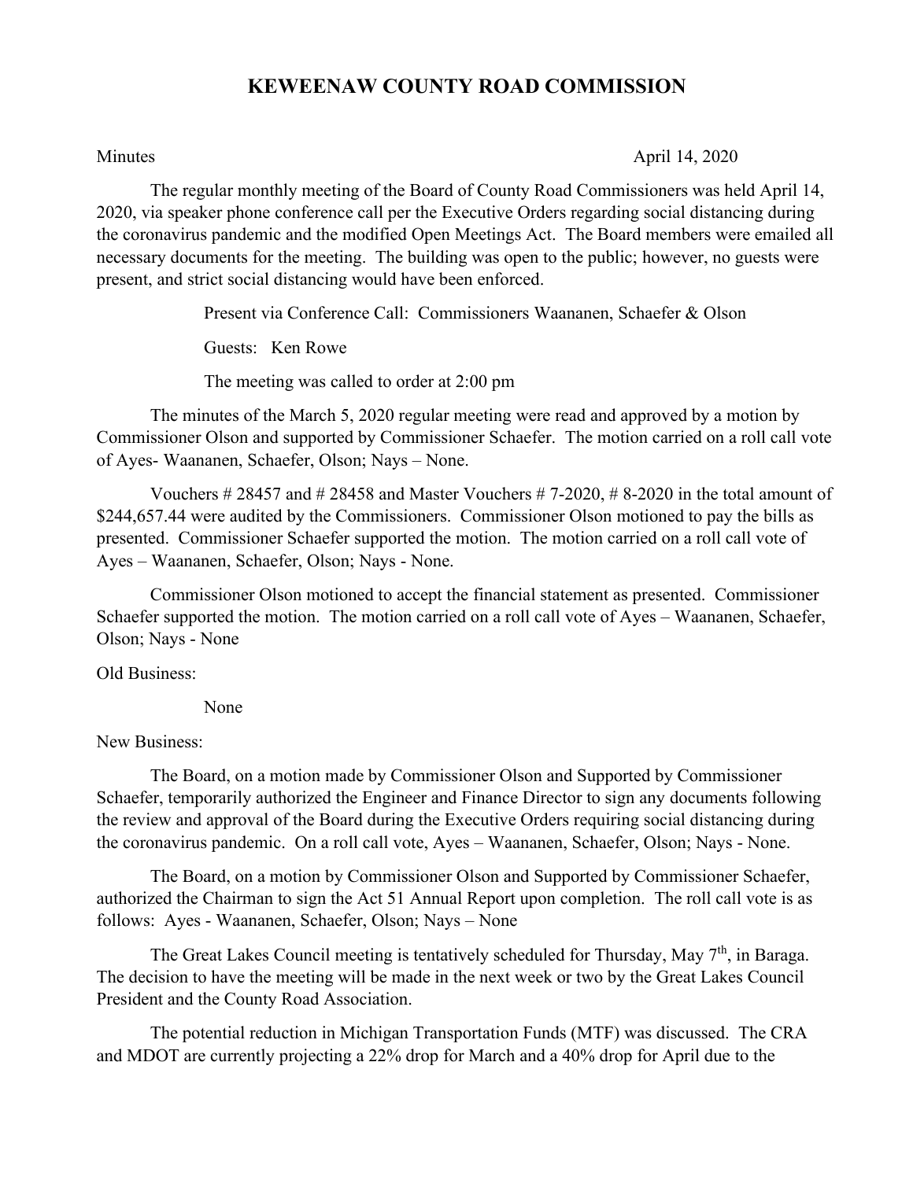# KEWEENAW COUNTY ROAD COMMISSION

Minutes April 14, 2020

The regular monthly meeting of the Board of County Road Commissioners was held April 14, 2020, via speaker phone conference call per the Executive Orders regarding social distancing during the coronavirus pandemic and the modified Open Meetings Act. The Board members were emailed all necessary documents for the meeting. The building was open to the public; however, no guests were present, and strict social distancing would have been enforced.

Present via Conference Call: Commissioners Waananen, Schaefer & Olson

Guests: Ken Rowe

The meeting was called to order at 2:00 pm

The minutes of the March 5, 2020 regular meeting were read and approved by a motion by Commissioner Olson and supported by Commissioner Schaefer. The motion carried on a roll call vote of Ayes- Waananen, Schaefer, Olson; Nays – None.

Vouchers # 28457 and # 28458 and Master Vouchers # 7-2020, # 8-2020 in the total amount of $244,657.44 were audited by the Commissioners. Commissioner Olson motioned to pay the bills as presented. Commissioner Schaefer supported the motion. The motion carried on a roll call vote of Ayes – Waananen, Schaefer, Olson; Nays - None.

Commissioner Olson motioned to accept the financial statement as presented. Commissioner Schaefer supported the motion. The motion carried on a roll call vote of Ayes – Waananen, Schaefer, Olson; Nays - None

Old Business:

None

New Business:

The Board, on a motion made by Commissioner Olson and Supported by Commissioner Schaefer, temporarily authorized the Engineer and Finance Director to sign any documents following the review and approval of the Board during the Executive Orders requiring social distancing during the coronavirus pandemic. On a roll call vote, Ayes – Waananen, Schaefer, Olson; Nays - None.

The Board, on a motion by Commissioner Olson and Supported by Commissioner Schaefer, authorized the Chairman to sign the Act 51 Annual Report upon completion. The roll call vote is as follows: Ayes - Waananen, Schaefer, Olson; Nays – None

The Great Lakes Council meeting is tentatively scheduled for Thursday, May 7th, in Baraga. The decision to have the meeting will be made in the next week or two by the Great Lakes Council President and the County Road Association.

The potential reduction in Michigan Transportation Funds (MTF) was discussed. The CRA and MDOT are currently projecting a 22% drop for March and a 40% drop for April due to the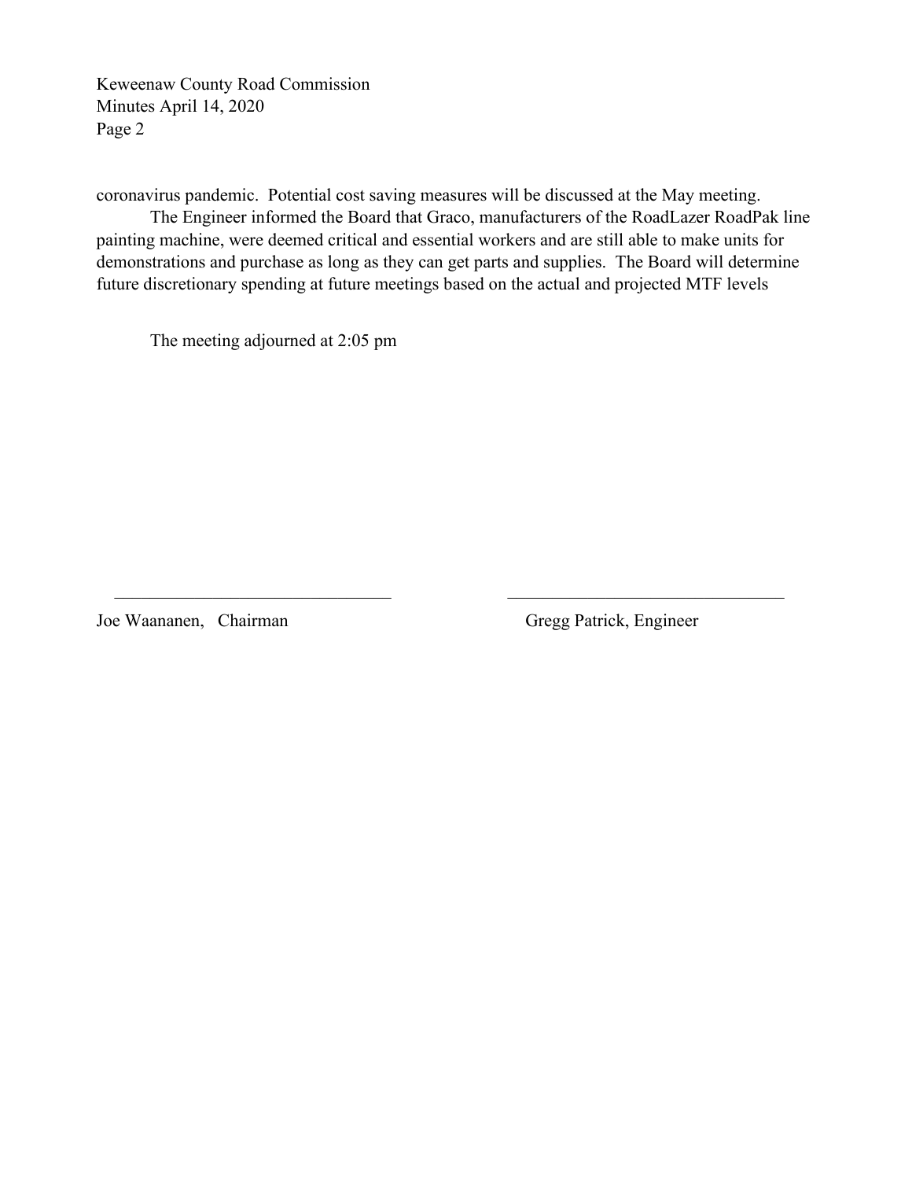coronavirus pandemic. Potential cost saving measures will be discussed at the May meeting.

The Engineer informed the Board that Graco, manufacturers of the RoadLazer RoadPak line painting machine, were deemed critical and essential workers and are still able to make units for demonstrations and purchase as long as they can get parts and supplies. The Board will determine future discretionary spending at future meetings based on the actual and projected MTF levels

The meeting adjourned at 2:05 pm

\_\_\_\_\_\_\_\_\_\_\_\_\_\_\_\_\_\_\_\_\_\_\_\_\_\_\_\_\_\_\_\_ \_\_\_\_\_\_\_\_\_\_\_\_\_\_\_\_\_\_\_\_\_\_\_\_\_\_\_\_\_\_\_\_

Joe Waananen, Chairman Gregg Patrick, Engineer